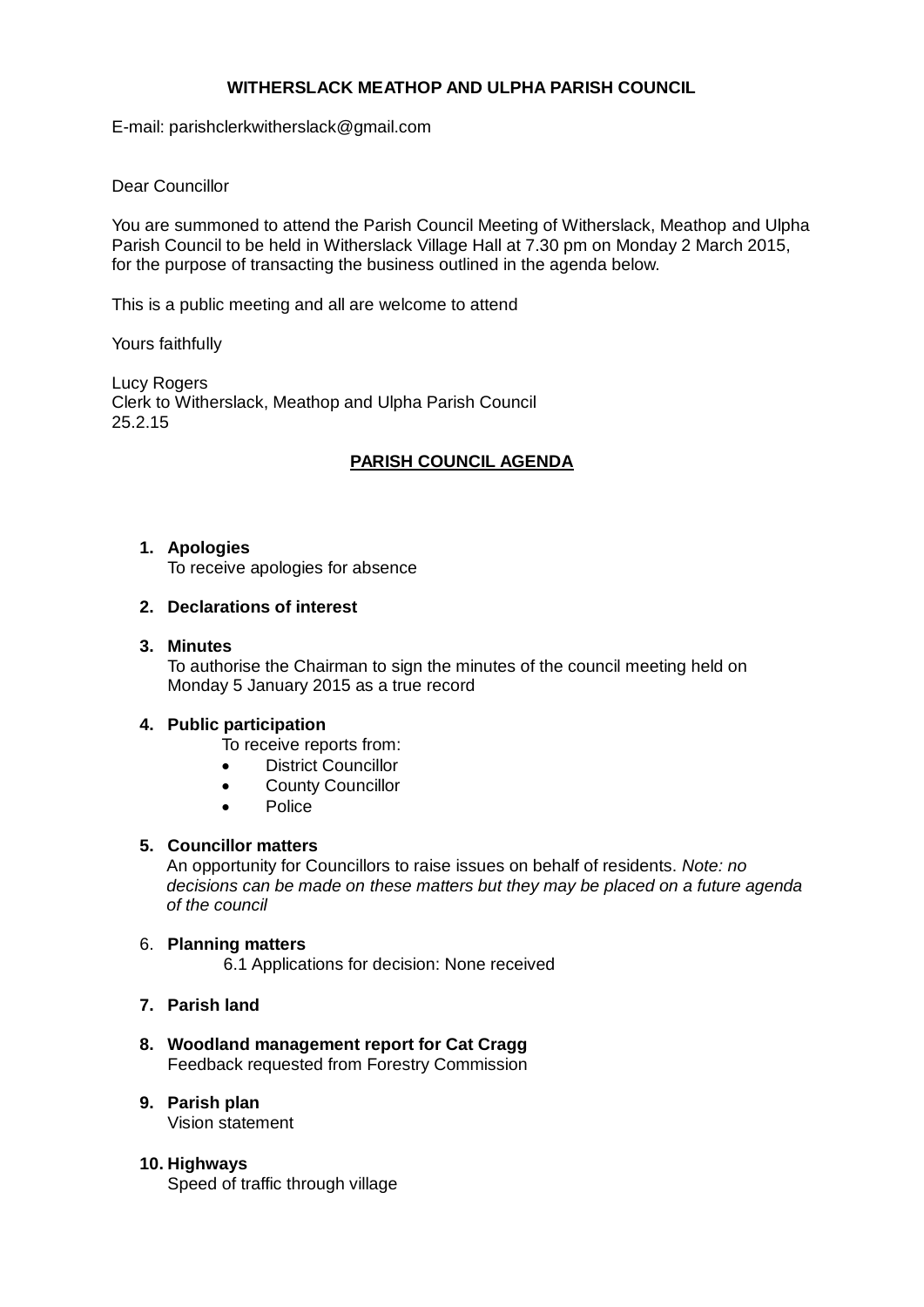**WITHERSLACK MEATHOP AND ULPHA PARISH COUNCIL**

E-mail: parishclerkwitherslack@gmail.com

Dear Councillor

You are summoned to attend the Parish Council Meeting of Witherslack, Meathop and Ulpha Parish Council to be held in Witherslack Village Hall at 7.30 pm on Monday 2 March 2015, for the purpose of transacting the business outlined in the agenda below.

This is a public meeting and all are welcome to attend

Yours faithfully

Lucy Rogers
Clerk to Witherslack, Meathop and Ulpha Parish Council
25.2.15

## PARISH COUNCIL AGENDA

1. **Apologies**
   To receive apologies for absence

2. **Declarations of interest**

3. **Minutes**
   To authorise the Chairman to sign the minutes of the council meeting held on Monday 5 January 2015 as a true record

4. **Public participation**
   To receive reports from:
   - District Councillor
   - County Councillor
   - Police

5. **Councillor matters**
   An opportunity for Councillors to raise issues on behalf of residents. *Note: no decisions can be made on these matters but they may be placed on a future agenda of the council*

6. **Planning matters**
   6.1 Applications for decision: None received

7. **Parish land**

8. **Woodland management report for Cat Cragg**
   Feedback requested from Forestry Commission

9. **Parish plan**
   Vision statement

10. **Highways**
    Speed of traffic through village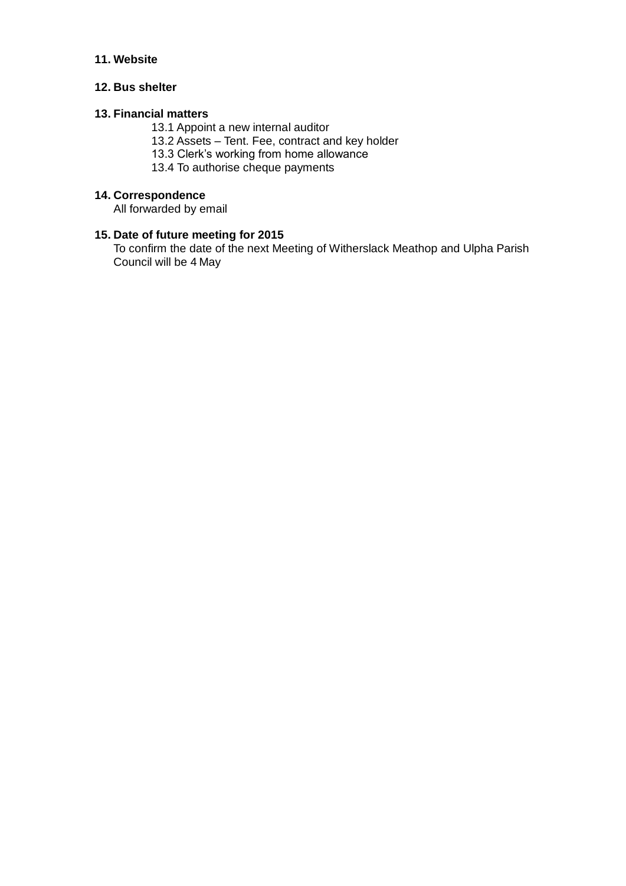**11. Website**

**12. Bus shelter**

**13. Financial matters**

13.1 Appoint a new internal auditor
13.2 Assets – Tent. Fee, contract and key holder
13.3 Clerk's working from home allowance
13.4 To authorise cheque payments

**14. Correspondence**

All forwarded by email

**15. Date of future meeting for 2015**

To confirm the date of the next Meeting of Witherslack Meathop and Ulpha Parish Council will be 4 May